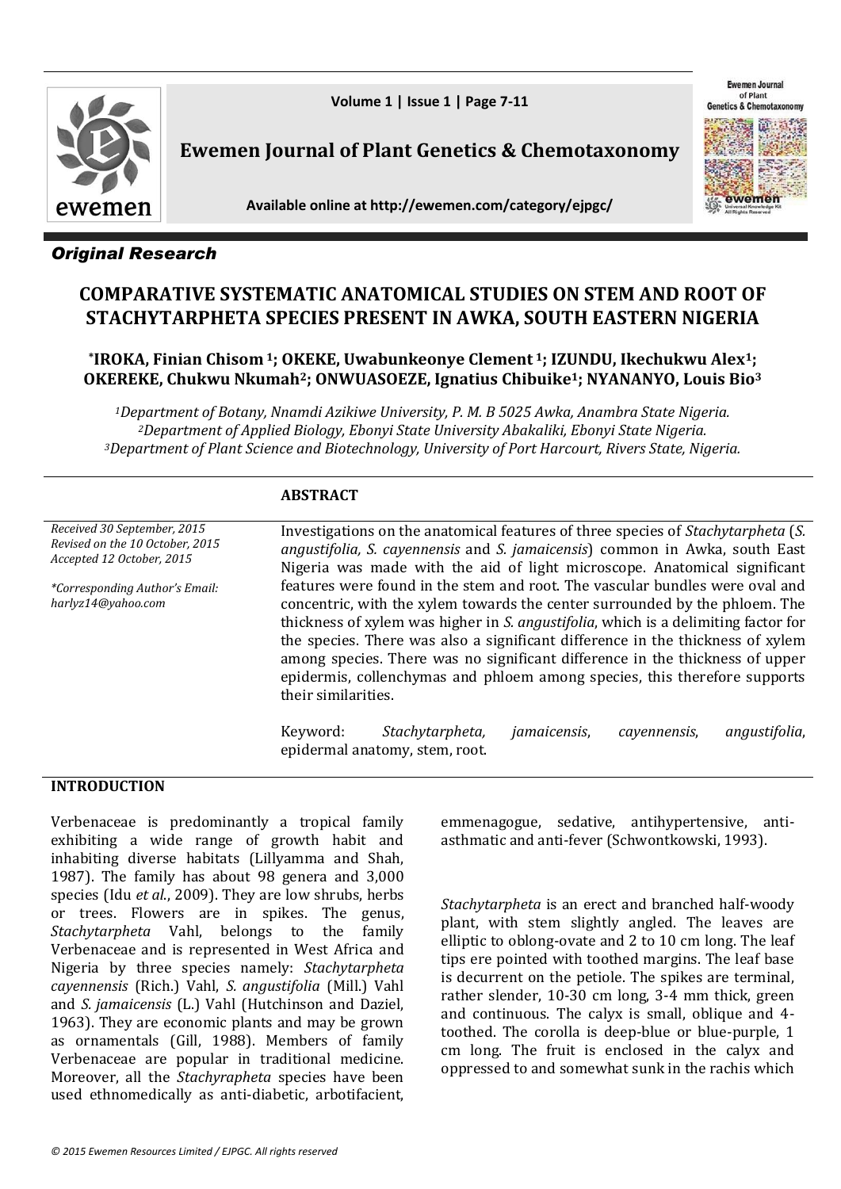*Original Research*

# COMPARATIVE SYSTEMATIC ANATOMICAL STUDIES ON STEM AND ROOT OF STACHYTARPHETA SPECIES PRESENT IN AWKA, SOUTH EASTERN NIGERIA

**\*IROKA, Finian Chisom [1]; OKEKE, Uwabunkeonye Clement [1]; IZUNDU, Ikechukwu Alex[1]; OKEREKE, Chukwu Nkumah[2]; ONWUASOEZE, Ignatius Chibuike[1]; NYANANYO, Louis Bio[3]**

[1]*Department of Botany, Nnamdi Azikiwe University, P. M. B 5025 Awka, Anambra State Nigeria.*
[2]*Department of Applied Biology, Ebonyi State University Abakaliki, Ebonyi State Nigeria.*
[3]*Department of Plant Science and Biotechnology, University of Port Harcourt, Rivers State, Nigeria.*

*Received 30 September, 2015*
*Revised on the 10 October, 2015*
*Accepted 12 October, 2015*

*\*Corresponding Author's Email: harlyz14@yahoo.com*

## ABSTRACT

Investigations on the anatomical features of three species of *Stachytarpheta* (*S. angustifolia, S. cayennensis* and *S. jamaicensis*) common in Awka, south East Nigeria was made with the aid of light microscope. Anatomical significant features were found in the stem and root. The vascular bundles were oval and concentric, with the xylem towards the center surrounded by the phloem. The thickness of xylem was higher in *S. angustifolia*, which is a delimiting factor for the species. There was also a significant difference in the thickness of xylem among species. There was no significant difference in the thickness of upper epidermis, collenchymas and phloem among species, this therefore supports their similarities.

Keyword: *Stachytarpheta, jamaicensis*, *cayennensis*, *angustifolia*, epidermal anatomy, stem, root.

## INTRODUCTION

Verbenaceae is predominantly a tropical family exhibiting a wide range of growth habit and inhabiting diverse habitats (Lillyamma and Shah, 1987). The family has about 98 genera and 3,000 species (Idu *et al*., 2009). They are low shrubs, herbs or trees. Flowers are in spikes. The genus, *Stachytarpheta* Vahl, belongs to the family Verbenaceae and is represented in West Africa and Nigeria by three species namely: *Stachytarpheta cayennensis* (Rich.) Vahl, *S. angustifolia* (Mill.) Vahl and *S. jamaicensis* (L.) Vahl (Hutchinson and Daziel, 1963). They are economic plants and may be grown as ornamentals (Gill, 1988). Members of family Verbenaceae are popular in traditional medicine. Moreover, all the *Stachyrapheta* species have been used ethnomedically as anti-diabetic, arbotifacient, emmenagogue, sedative, antihypertensive, anti-asthmatic and anti-fever (Schwontkowski, 1993).

*Stachytarpheta* is an erect and branched half-woody plant, with stem slightly angled. The leaves are elliptic to oblong-ovate and 2 to 10 cm long. The leaf tips ere pointed with toothed margins. The leaf base is decurrent on the petiole. The spikes are terminal, rather slender, 10-30 cm long, 3-4 mm thick, green and continuous. The calyx is small, oblique and 4-toothed. The corolla is deep-blue or blue-purple, 1 cm long. The fruit is enclosed in the calyx and oppressed to and somewhat sunk in the rachis which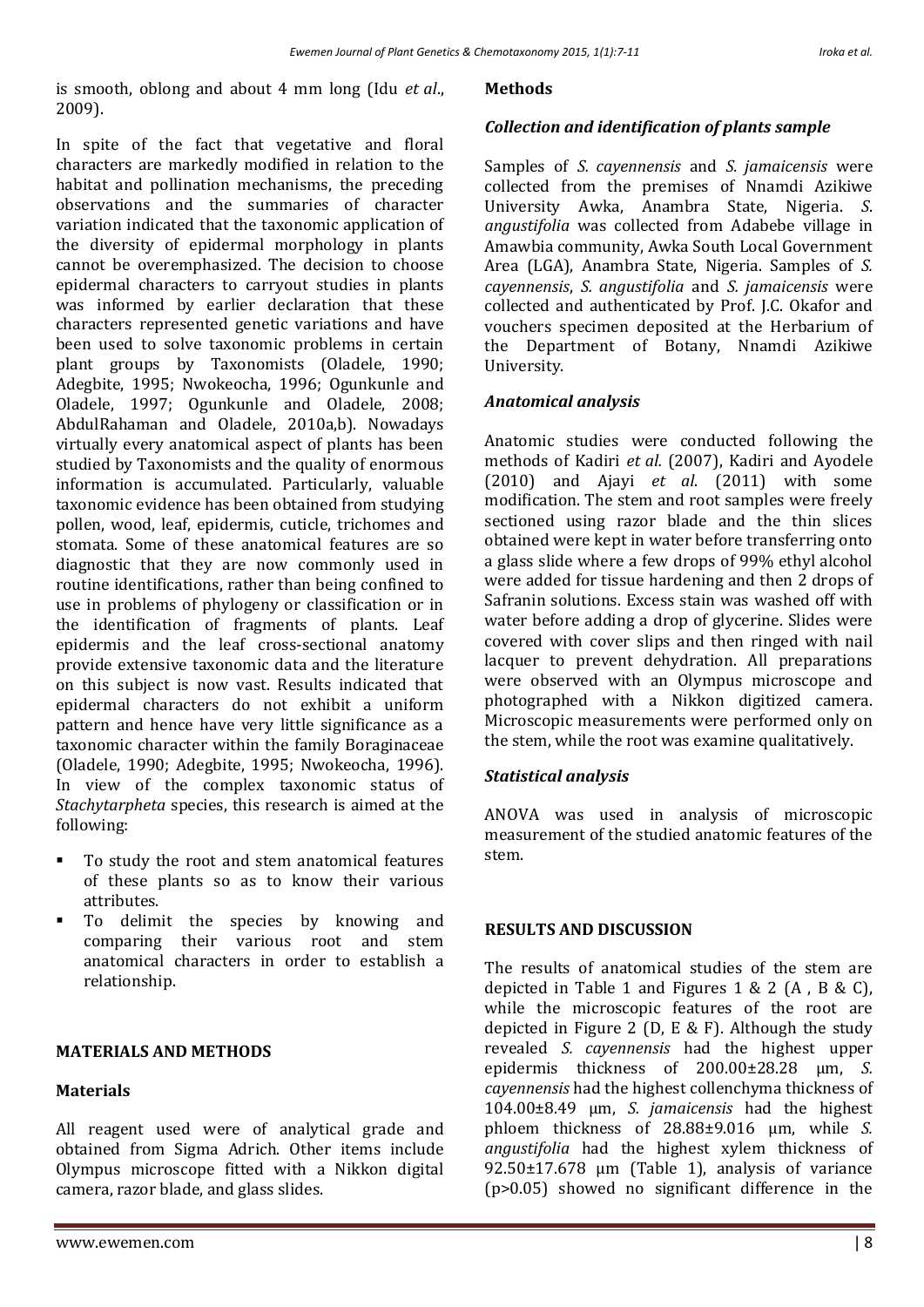is smooth, oblong and about 4 mm long (Idu *et al*., 2009).

In spite of the fact that vegetative and floral characters are markedly modified in relation to the habitat and pollination mechanisms, the preceding observations and the summaries of character variation indicated that the taxonomic application of the diversity of epidermal morphology in plants cannot be overemphasized. The decision to choose epidermal characters to carryout studies in plants was informed by earlier declaration that these characters represented genetic variations and have been used to solve taxonomic problems in certain plant groups by Taxonomists (Oladele, 1990; Adegbite, 1995; Nwokeocha, 1996; Ogunkunle and Oladele, 1997; Ogunkunle and Oladele, 2008; AbdulRahaman and Oladele, 2010a,b). Nowadays virtually every anatomical aspect of plants has been studied by Taxonomists and the quality of enormous information is accumulated. Particularly, valuable taxonomic evidence has been obtained from studying pollen, wood, leaf, epidermis, cuticle, trichomes and stomata. Some of these anatomical features are so diagnostic that they are now commonly used in routine identifications, rather than being confined to use in problems of phylogeny or classification or in the identification of fragments of plants. Leaf epidermis and the leaf cross-sectional anatomy provide extensive taxonomic data and the literature on this subject is now vast. Results indicated that epidermal characters do not exhibit a uniform pattern and hence have very little significance as a taxonomic character within the family Boraginaceae (Oladele, 1990; Adegbite, 1995; Nwokeocha, 1996). In view of the complex taxonomic status of *Stachytarpheta* species, this research is aimed at the following:

- To study the root and stem anatomical features of these plants so as to know their various attributes.
- To delimit the species by knowing and comparing their various root and stem anatomical characters in order to establish a relationship.

## MATERIALS AND METHODS

### Materials

All reagent used were of analytical grade and obtained from Sigma Adrich. Other items include Olympus microscope fitted with a Nikkon digital camera, razor blade, and glass slides.

### Methods

#### *Collection and identification of plants sample*

Samples of *S. cayennensis* and *S. jamaicensis* were collected from the premises of Nnamdi Azikiwe University Awka, Anambra State, Nigeria. *S. angustifolia* was collected from Adabebe village in Amawbia community, Awka South Local Government Area (LGA), Anambra State, Nigeria. Samples of *S. cayennensis*, *S. angustifolia* and *S. jamaicensis* were collected and authenticated by Prof. J.C. Okafor and vouchers specimen deposited at the Herbarium of the Department of Botany, Nnamdi Azikiwe University.

#### *Anatomical analysis*

Anatomic studies were conducted following the methods of Kadiri *et al.* (2007), Kadiri and Ayodele (2010) and Ajayi *et al*. (2011) with some modification. The stem and root samples were freely sectioned using razor blade and the thin slices obtained were kept in water before transferring onto a glass slide where a few drops of 99% ethyl alcohol were added for tissue hardening and then 2 drops of Safranin solutions. Excess stain was washed off with water before adding a drop of glycerine. Slides were covered with cover slips and then ringed with nail lacquer to prevent dehydration. All preparations were observed with an Olympus microscope and photographed with a Nikkon digitized camera. Microscopic measurements were performed only on the stem, while the root was examine qualitatively.

#### *Statistical analysis*

ANOVA was used in analysis of microscopic measurement of the studied anatomic features of the stem.

## RESULTS AND DISCUSSION

The results of anatomical studies of the stem are depicted in Table 1 and Figures 1 & 2 (A , B & C), while the microscopic features of the root are depicted in Figure 2 (D, E & F). Although the study revealed *S. cayennensis* had the highest upper epidermis thickness of 200.00±28.28 µm, *S. cayennensis* had the highest collenchyma thickness of 104.00±8.49 µm, *S. jamaicensis* had the highest phloem thickness of 28.88±9.016 µm, while *S. angustifolia* had the highest xylem thickness of 92.50±17.678 µm (Table 1), analysis of variance ($p>0.05$) showed no significant difference in the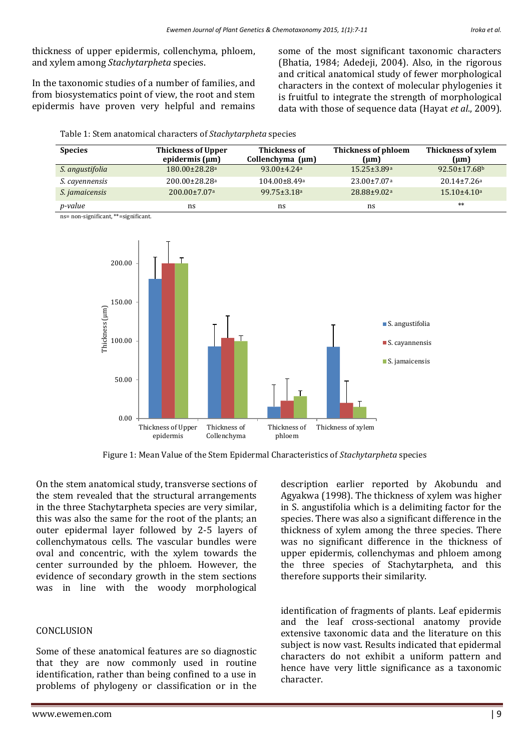thickness of upper epidermis, collenchyma, phloem, and xylem among *Stachytarpheta* species.

In the taxonomic studies of a number of families, and from biosystematics point of view, the root and stem epidermis have proven very helpful and remains some of the most significant taxonomic characters (Bhatia, 1984; Adedeji, 2004). Also, in the rigorous and critical anatomical study of fewer morphological characters in the context of molecular phylogenies it is fruitful to integrate the strength of morphological data with those of sequence data (Hayat *et al*., 2009).

Table 1: Stem anatomical characters of *Stachytarpheta* species

| Species | Thickness of Upper epidermis (µm) | Thickness of Collenchyma (µm) | Thickness of phloem (µm) | Thickness of xylem (µm) |
|---|---|---|---|---|
| *S. angustifolia* | 180.00±28.28[a] | 93.00±4.24[a] | 15.25±3.89[a] | 92.50±17.68[b] |
| *S. cayennensis* | 200.00±28.28[a] | 104.00±8.49[a] | 23.00±7.07[a] | 20.14±7.26[a] |
| *S. jamaicensis* | 200.00±7.07[a] | 99.75±3.18[a] | 28.88±9.02[a] | 15.10±4.10[a] |
| *p-value* | ns | ns | ns | ** |

ns= non-significant, **=significant.

Figure 1: Mean Value of the Stem Epidermal Characteristics of *Stachytarpheta* species

On the stem anatomical study, transverse sections of the stem revealed that the structural arrangements in the three Stachytarpheta species are very similar, this was also the same for the root of the plants; an outer epidermal layer followed by 2-5 layers of collenchymatous cells. The vascular bundles were oval and concentric, with the xylem towards the center surrounded by the phloem. However, the evidence of secondary growth in the stem sections was in line with the woody morphological description earlier reported by Akobundu and Agyakwa (1998). The thickness of xylem was higher in S. angustifolia which is a delimiting factor for the species. There was also a significant difference in the thickness of xylem among the three species. There was no significant difference in the thickness of upper epidermis, collenchymas and phloem among the three species of Stachytarpheta, and this therefore supports their similarity.

## CONCLUSION

Some of these anatomical features are so diagnostic that they are now commonly used in routine identification, rather than being confined to a use in problems of phylogeny or classification or in the identification of fragments of plants. Leaf epidermis and the leaf cross-sectional anatomy provide extensive taxonomic data and the literature on this subject is now vast. Results indicated that epidermal characters do not exhibit a uniform pattern and hence have very little significance as a taxonomic character.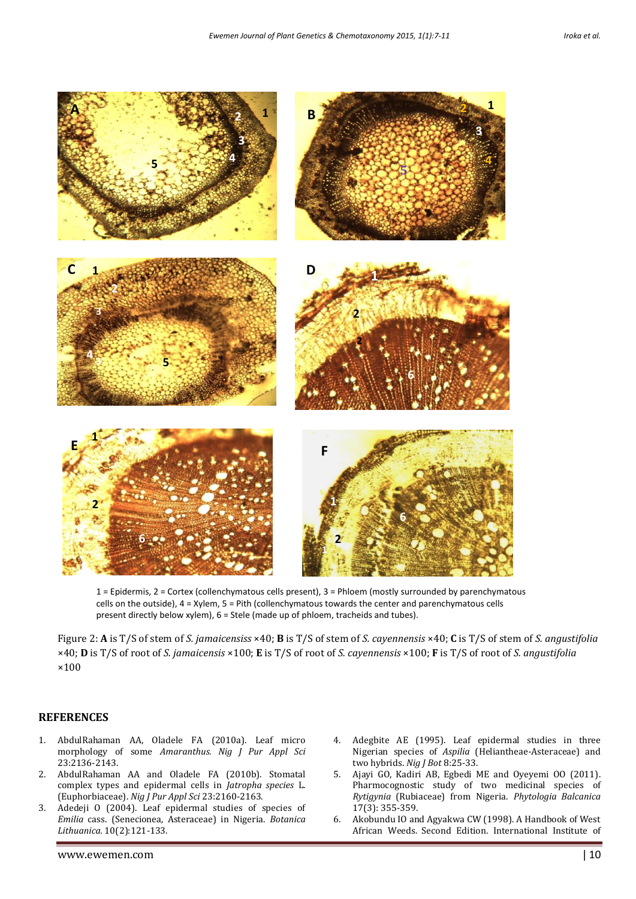1 = Epidermis, 2 = Cortex (collenchymatous cells present), 3 = Phloem (mostly surrounded by parenchymatous cells on the outside), 4 = Xylem, 5 = Pith (collenchymatous towards the center and parenchymatous cells present directly below xylem), 6 = Stele (made up of phloem, tracheids and tubes).

Figure 2: **A** is T/S of stem of *S. jamaicensiss* ×40; **B** is T/S of stem of *S. cayennensis* ×40; **C** is T/S of stem of *S. angustifolia* ×40; **D** is T/S of root of *S. jamaicensis* ×100; **E** is T/S of root of *S. cayennensis* ×100; **F** is T/S of root of *S. angustifolia* ×100

## REFERENCES

1. AbdulRahaman AA, Oladele FA (2010a). Leaf micro morphology of some *Amaranthus*. *Nig J Pur Appl Sci* 23:2136-2143.
2. AbdulRahaman AA and Oladele FA (2010b). Stomatal complex types and epidermal cells in *Jatropha species* L. (Euphorbiaceae). *Nig J Pur Appl Sci* 23:2160-2163.
3. Adedeji O (2004). Leaf epidermal studies of species of *Emilia* cass. (Senecionea, Asteraceae) in Nigeria. *Botanica Lithuanica*. 10(2):121-133.
4. Adegbite AE (1995). Leaf epidermal studies in three Nigerian species of *Aspilia* (Heliantheae-Asteraceae) and two hybrids. *Nig J Bot* 8:25-33.
5. Ajayi GO, Kadiri AB, Egbedi ME and Oyeyemi OO (2011). Pharmacognostic study of two medicinal species of *Rytigynia* (Rubiaceae) from Nigeria. *Phytologia Balcanica* 17(3): 355-359.
6. Akobundu IO and Agyakwa CW (1998). A Handbook of West African Weeds. Second Edition. International Institute of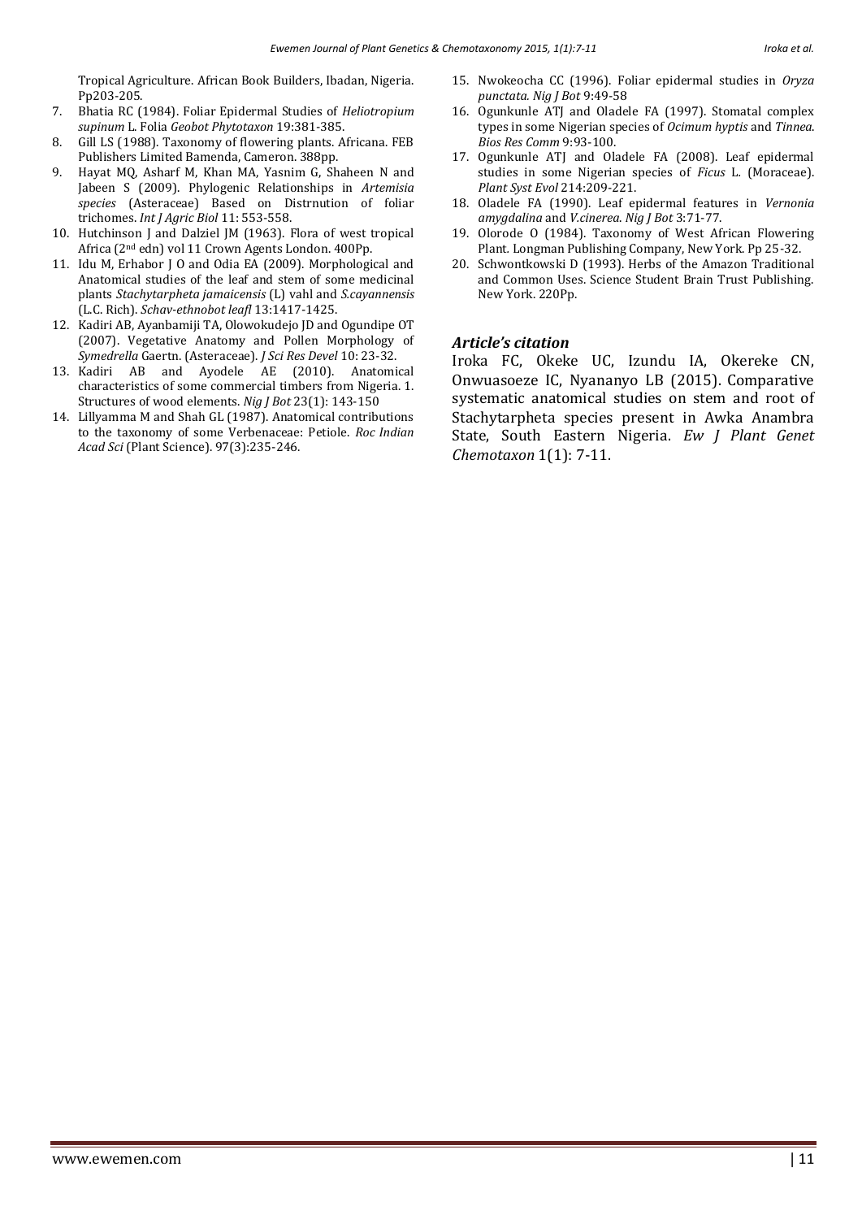Tropical Agriculture. African Book Builders, Ibadan, Nigeria. Pp203-205.

7. Bhatia RC (1984). Foliar Epidermal Studies of *Heliotropium supinum* L. Folia *Geobot Phytotaxon* 19:381-385.
8. Gill LS (1988). Taxonomy of flowering plants. Africana. FEB Publishers Limited Bamenda, Cameron. 388pp.
9. Hayat MQ, Asharf M, Khan MA, Yasnim G, Shaheen N and Jabeen S (2009). Phylogenic Relationships in *Artemisia species* (Asteraceae) Based on Distrnution of foliar trichomes. *Int J Agric Biol* 11: 553-558.
10. Hutchinson J and Dalziel JM (1963). Flora of west tropical Africa (2nd edn) vol 11 Crown Agents London. 400Pp.
11. Idu M, Erhabor J O and Odia EA (2009). Morphological and Anatomical studies of the leaf and stem of some medicinal plants *Stachytarpheta jamaicensis* (L) vahl and *S.cayannensis* (L.C. Rich). *Schav-ethnobot leafl* 13:1417-1425.
12. Kadiri AB, Ayanbamiji TA, Olowokudejo JD and Ogundipe OT (2007). Vegetative Anatomy and Pollen Morphology of *Symedrella* Gaertn. (Asteraceae). *J Sci Res Devel* 10: 23-32.
13. Kadiri AB and Ayodele AE (2010). Anatomical characteristics of some commercial timbers from Nigeria. 1. Structures of wood elements. *Nig J Bot* 23(1): 143-150
14. Lillyamma M and Shah GL (1987). Anatomical contributions to the taxonomy of some Verbenaceae: Petiole. *Roc Indian Acad Sci* (Plant Science). 97(3):235-246.
15. Nwokeocha CC (1996). Foliar epidermal studies in *Oryza punctata. Nig J Bot* 9:49-58
16. Ogunkunle ATJ and Oladele FA (1997). Stomatal complex types in some Nigerian species of *Ocimum hyptis* and *Tinnea*. *Bios Res Comm* 9:93-100.
17. Ogunkunle ATJ and Oladele FA (2008). Leaf epidermal studies in some Nigerian species of *Ficus* L. (Moraceae). *Plant Syst Evol* 214:209-221.
18. Oladele FA (1990). Leaf epidermal features in *Vernonia amygdalina* and *V.cinerea*. *Nig J Bot* 3:71-77.
19. Olorode O (1984). Taxonomy of West African Flowering Plant. Longman Publishing Company, New York. Pp 25-32.
20. Schwontkowski D (1993). Herbs of the Amazon Traditional and Common Uses. Science Student Brain Trust Publishing. New York. 220Pp.

### *Article's citation*

Iroka FC, Okeke UC, Izundu IA, Okereke CN, Onwuasoeze IC, Nyananyo LB (2015). Comparative systematic anatomical studies on stem and root of Stachytarpheta species present in Awka Anambra State, South Eastern Nigeria. *Ew J Plant Genet Chemotaxon* 1(1): 7-11.